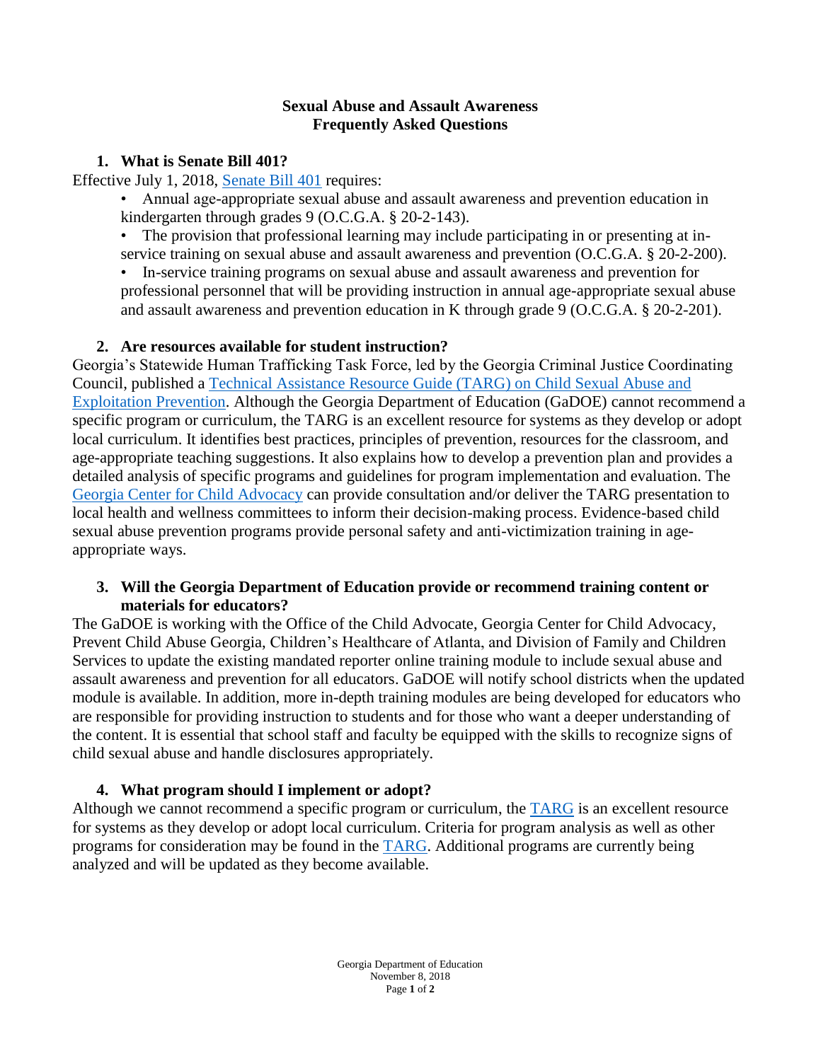# Sexual Abuse and Assault Awareness
# Frequently Asked Questions

## 1. What is Senate Bill 401?

Effective July 1, 2018, Senate Bill 401 requires:

- Annual age-appropriate sexual abuse and assault awareness and prevention education in kindergarten through grades 9 (O.C.G.A. § 20-2-143).
- The provision that professional learning may include participating in or presenting at in-service training on sexual abuse and assault awareness and prevention (O.C.G.A. § 20-2-200).
- In-service training programs on sexual abuse and assault awareness and prevention for professional personnel that will be providing instruction in annual age-appropriate sexual abuse and assault awareness and prevention education in K through grade 9 (O.C.G.A. § 20-2-201).

## 2. Are resources available for student instruction?

Georgia's Statewide Human Trafficking Task Force, led by the Georgia Criminal Justice Coordinating Council, published a Technical Assistance Resource Guide (TARG) on Child Sexual Abuse and Exploitation Prevention. Although the Georgia Department of Education (GaDOE) cannot recommend a specific program or curriculum, the TARG is an excellent resource for systems as they develop or adopt local curriculum. It identifies best practices, principles of prevention, resources for the classroom, and age-appropriate teaching suggestions. It also explains how to develop a prevention plan and provides a detailed analysis of specific programs and guidelines for program implementation and evaluation. The Georgia Center for Child Advocacy can provide consultation and/or deliver the TARG presentation to local health and wellness committees to inform their decision-making process. Evidence-based child sexual abuse prevention programs provide personal safety and anti-victimization training in age-appropriate ways.

## 3. Will the Georgia Department of Education provide or recommend training content or materials for educators?

The GaDOE is working with the Office of the Child Advocate, Georgia Center for Child Advocacy, Prevent Child Abuse Georgia, Children's Healthcare of Atlanta, and Division of Family and Children Services to update the existing mandated reporter online training module to include sexual abuse and assault awareness and prevention for all educators. GaDOE will notify school districts when the updated module is available. In addition, more in-depth training modules are being developed for educators who are responsible for providing instruction to students and for those who want a deeper understanding of the content. It is essential that school staff and faculty be equipped with the skills to recognize signs of child sexual abuse and handle disclosures appropriately.

## 4. What program should I implement or adopt?

Although we cannot recommend a specific program or curriculum, the TARG is an excellent resource for systems as they develop or adopt local curriculum. Criteria for program analysis as well as other programs for consideration may be found in the TARG. Additional programs are currently being analyzed and will be updated as they become available.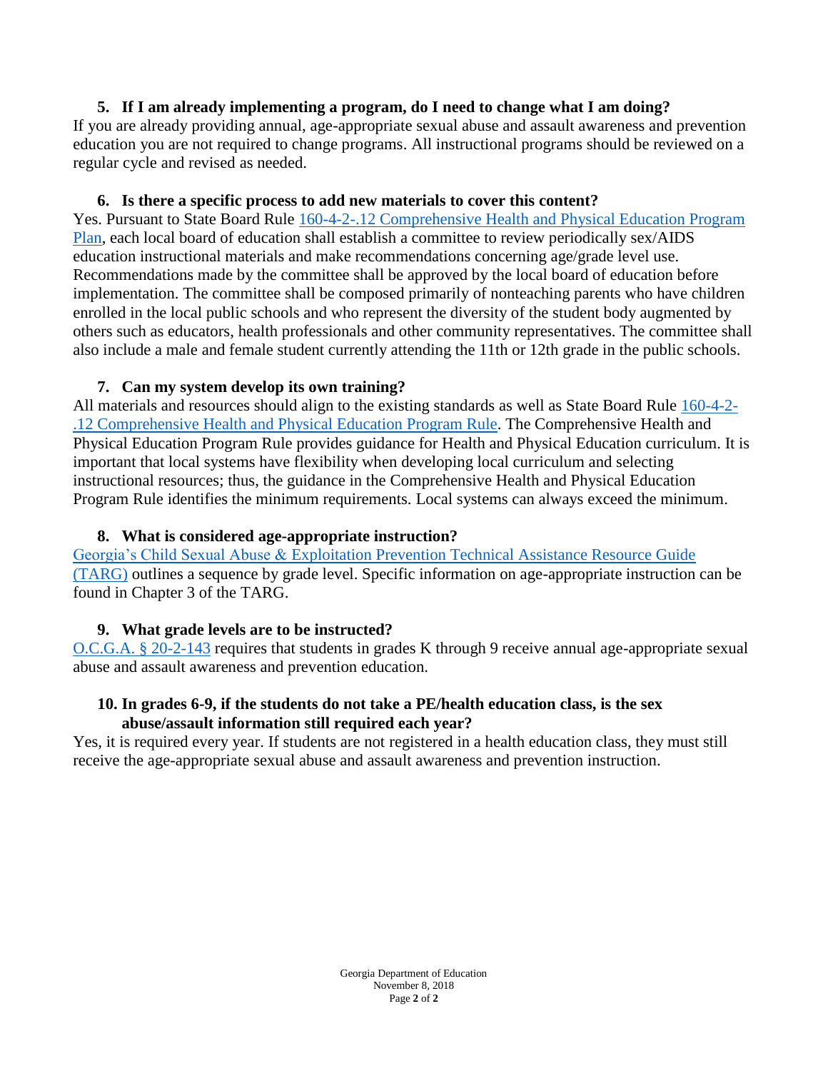**5. If I am already implementing a program, do I need to change what I am doing?**

If you are already providing annual, age-appropriate sexual abuse and assault awareness and prevention education you are not required to change programs. All instructional programs should be reviewed on a regular cycle and revised as needed.

**6. Is there a specific process to add new materials to cover this content?**

Yes. Pursuant to State Board Rule 160-4-2-.12 Comprehensive Health and Physical Education Program Plan, each local board of education shall establish a committee to review periodically sex/AIDS education instructional materials and make recommendations concerning age/grade level use. Recommendations made by the committee shall be approved by the local board of education before implementation. The committee shall be composed primarily of nonteaching parents who have children enrolled in the local public schools and who represent the diversity of the student body augmented by others such as educators, health professionals and other community representatives. The committee shall also include a male and female student currently attending the 11th or 12th grade in the public schools.

**7. Can my system develop its own training?**

All materials and resources should align to the existing standards as well as State Board Rule 160-4-2-.12 Comprehensive Health and Physical Education Program Rule. The Comprehensive Health and Physical Education Program Rule provides guidance for Health and Physical Education curriculum. It is important that local systems have flexibility when developing local curriculum and selecting instructional resources; thus, the guidance in the Comprehensive Health and Physical Education Program Rule identifies the minimum requirements. Local systems can always exceed the minimum.

**8. What is considered age-appropriate instruction?**

Georgia's Child Sexual Abuse & Exploitation Prevention Technical Assistance Resource Guide (TARG) outlines a sequence by grade level. Specific information on age-appropriate instruction can be found in Chapter 3 of the TARG.

**9. What grade levels are to be instructed?**

O.C.G.A. § 20-2-143 requires that students in grades K through 9 receive annual age-appropriate sexual abuse and assault awareness and prevention education.

**10. In grades 6-9, if the students do not take a PE/health education class, is the sex abuse/assault information still required each year?**

Yes, it is required every year. If students are not registered in a health education class, they must still receive the age-appropriate sexual abuse and assault awareness and prevention instruction.

Georgia Department of Education
November 8, 2018